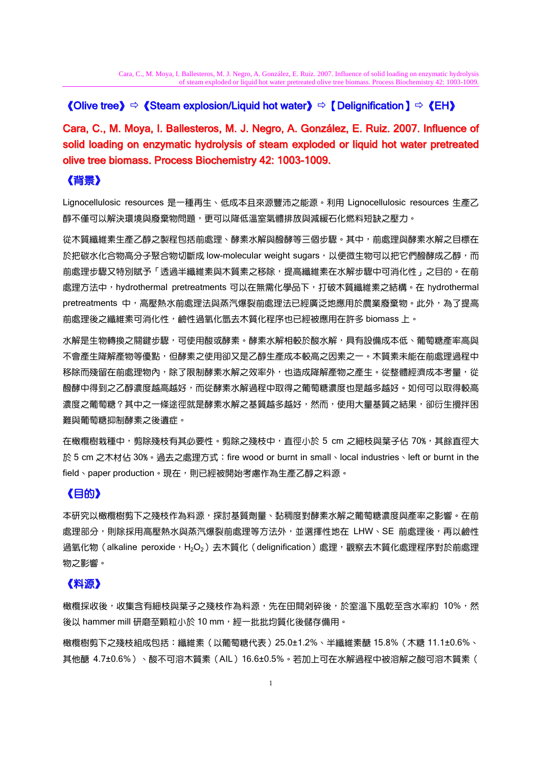**《Olive tree》⇨《Steam explosion/Liquid hot water》⇨【Delignification】⇨《EH》**

**Cara, C., M. Moya, I. Ballesteros, M. J. Negro, A. González, E. Ruiz. 2007. Influence of solid loading on enzymatic hydrolysis of steam exploded or liquid hot water pretreated olive tree biomass. Process Biochemistry 42: 1003-1009.**

## 《背景》

Lignocellulosic resources 是一種再生、低成本且來源豐沛之能源。利用 Lignocellulosic resources 生產乙醇不僅可以解決環境與廢棄物問題，更可以降低溫室氣體排放與減緩石化燃料短缺之壓力。

從木質纖維素生產乙醇之製程包括前處理、酵素水解與醱酵等三個步驟。其中，前處理與酵素水解之目標在於把碳水化合物高分子聚合物切斷成 low-molecular weight sugars，以便微生物可以把它們醱酵成乙醇，而前處理步驟又特別賦予「透過半纖維素與木質素之移除，提高纖維素在水解步驟中可消化性」之目的。在前處理方法中，hydrothermal pretreatments 可以在無需化學品下，打破木質纖維素之結構。在 hydrothermal pretreatments 中，高壓熱水前處理法與蒸汽爆裂前處理法已經廣泛地應用於農業廢棄物。此外，為了提高前處理後之纖維素可消化性，鹼性過氧化氫去木質化程序也已經被應用在許多 biomass 上。

水解是生物轉換之關鍵步驟，可使用酸或酵素。酵素水解相較於酸水解，具有設備成本低、葡萄糖產率高與不會產生降解產物等優點，但酵素之使用卻又是乙醇生產成本較高之因素之一。木質素未能在前處理過程中移除而殘留在前處理物內，除了限制酵素水解之效率外，也造成降解產物之產生。從整體經濟成本考量，從醱酵中得到之乙醇濃度越高越好，而從酵素水解過程中取得之葡萄糖濃度也是越多越好。如何可以取得較高濃度之葡萄糖？其中之一條途徑就是酵素水解之基質越多越好，然而，使用大量基質之結果，卻衍生攪拌困難與葡萄糖抑制酵素之後遺症。

在橄欖樹栽種中，剪除殘枝有其必要性。剪除之殘枝中，直徑小於 5 cm 之細枝與葉子佔 70%，其餘直徑大於 5 cm 之木材佔 30%。過去之處理方式：fire wood or burnt in small、local industries、left or burnt in the field、paper production。現在，則已經被開始考慮作為生產乙醇之料源。

## 《目的》

本研究以橄欖樹剪下之殘枝作為料源，探討基質劑量、黏稠度對酵素水解之葡萄糖濃度與產率之影響。在前處理部分，則除採用高壓熱水與蒸汽爆裂前處理等方法外，並選擇性地在 LHW、SE 前處理後，再以鹼性過氧化物（alkaline peroxide，$H_2O_2$）去木質化（delignification）處理，觀察去木質化處理程序對於前處理物之影響。

## 《料源》

橄欖採收後，收集含有細枝與葉子之殘枝作為料源，先在田間剁碎後，於室溫下風乾至含水率約 10%，然後以 hammer mill 研磨至顆粒小於 10 mm，經一批批均質化後儲存備用。

橄欖樹剪下之殘枝組成包括：纖維素（以葡萄糖代表）25.0±1.2%、半纖維素醣 15.8%（木糖 11.1±0.6%、其他醣 4.7±0.6%）、酸不可溶木質素（AIL）16.6±0.5%。若加上可在水解過程中被溶解之酸可溶木質素（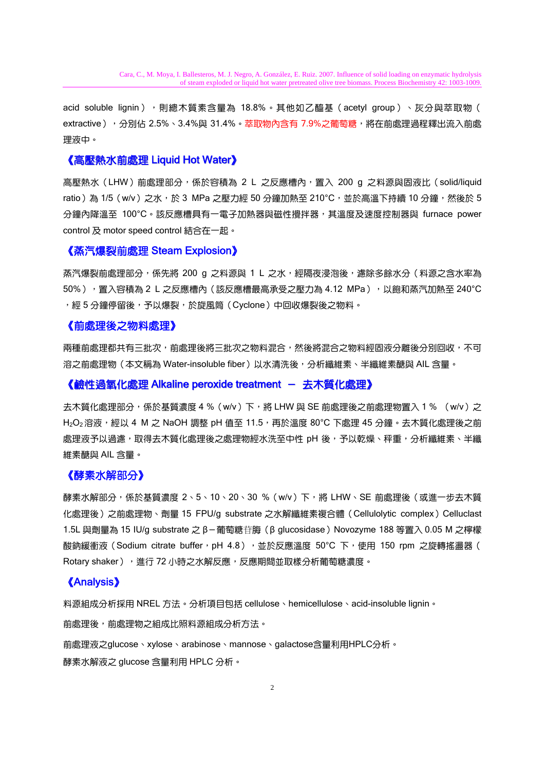acid soluble lignin），則總木質素含量為 18.8%。其他如乙醯基（acetyl group）、灰分與萃取物（extractive），分別佔 2.5%、3.4%與 31.4%。萃取物內含有 7.9%之葡萄糖，將在前處理過程釋出流入前處理液中。

### 《高壓熱水前處理 Liquid Hot Water》

高壓熱水（LHW）前處理部分，係於容積為 2 L 之反應槽內，置入 200 g 之料源與固液比（solid/liquid ratio）為 1/5（w/v）之水，於 3 MPa 之壓力經 50 分鐘加熱至 210°C，並於高溫下持續 10 分鐘，然後於 5 分鐘內降溫至 100°C。該反應槽具有一電子加熱器與磁性攪拌器，其溫度及速度控制器與 furnace power control 及 motor speed control 結合在一起。

### 《蒸汽爆裂前處理 Steam Explosion》

蒸汽爆裂前處理部分，係先將 200 g 之料源與 1 L 之水，經隔夜浸泡後，濾除多餘水分（料源之含水率為 50%），置入容積為 2 L 之反應槽內（該反應槽最高承受之壓力為 4.12 MPa），以飽和蒸汽加熱至 240°C，經 5 分鐘停留後，予以爆裂，於旋風筒（Cyclone）中回收爆裂後之物料。

### 《前處理後之物料處理》

兩種前處理都共有三批次，前處理後將三批次之物料混合，然後將混合之物料經固液分離後分別回收，不可溶之前處理物（本文稱為 Water-insoluble fiber）以水清洗後，分析纖維素、半纖維素醣與 AIL 含量。

### 《鹼性過氧化處理 Alkaline peroxide treatment － 去木質化處理》

去木質化處理部分，係於基質濃度 4 %（w/v）下，將 LHW 與 SE 前處理後之前處理物置入 1 % （w/v）之 $H_2O_2$ 溶液，經以 4 M 之 NaOH 調整 pH 值至 11.5，再於溫度 80°C 下處理 45 分鐘。去木質化處理後之前處理液予以過濾，取得去木質化處理後之處理物經水洗至中性 pH 後，予以乾燥、秤重，分析纖維素、半纖維素醣與 AIL 含量。

### 《酵素水解部分》

酵素水解部分，係於基質濃度 2、5、10、20、30 %（w/v）下，將 LHW、SE 前處理後（或進一步去木質化處理後）之前處理物、劑量 15 FPU/g substrate 之水解纖維素複合體（Cellulolytic complex）Celluclast 1.5L 與劑量為 15 IU/g substrate 之 β－葡萄糖苷脢（β glucosidase）Novozyme 188 等置入 0.05 M 之檸檬酸鈉緩衝液（Sodium citrate buffer，pH 4.8），並於反應溫度 50°C 下，使用 150 rpm 之旋轉搖盪器（Rotary shaker），進行 72 小時之水解反應，反應期間並取樣分析葡萄糖濃度。

### 《Analysis》

料源組成分析採用 NREL 方法。分析項目包括 cellulose、hemicellulose、acid-insoluble lignin。

前處理後，前處理物之組成比照料源組成分析方法。

前處理液之glucose、xylose、arabinose、mannose、galactose含量利用HPLC分析。

酵素水解液之 glucose 含量利用 HPLC 分析。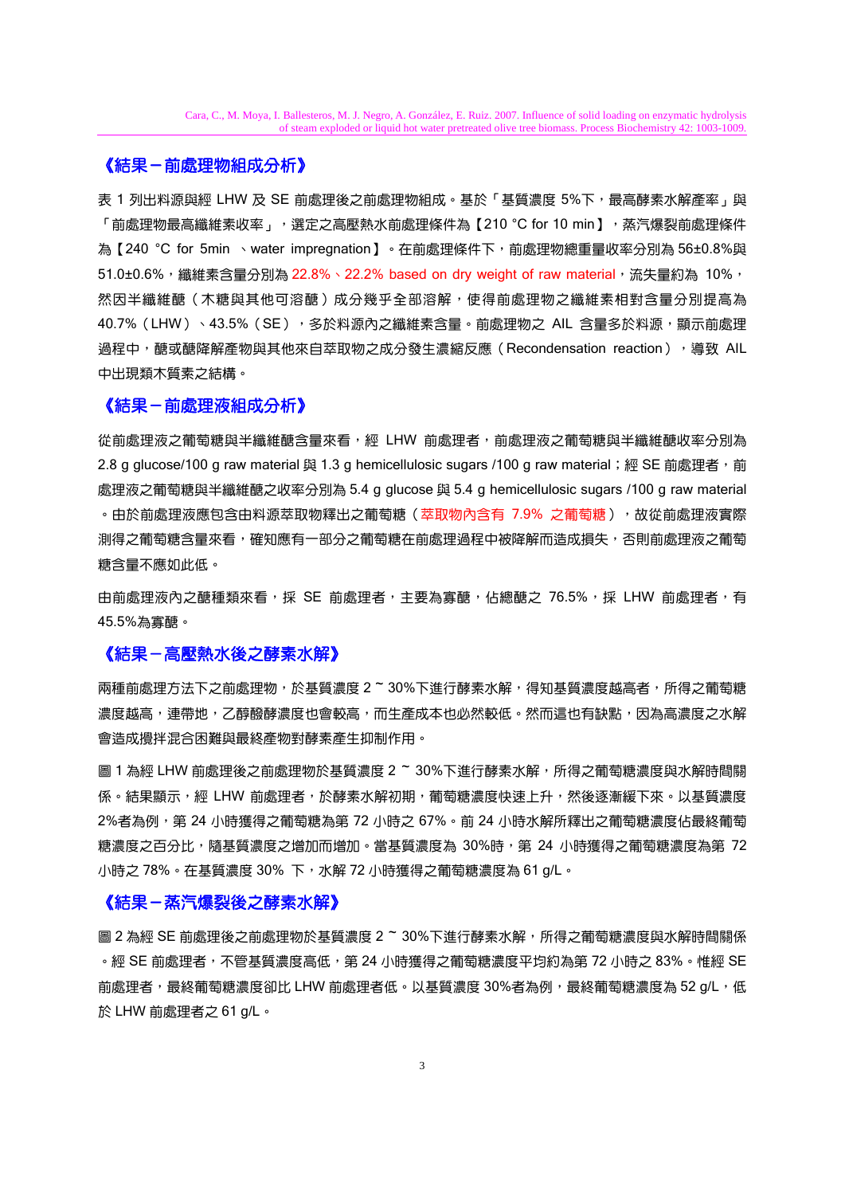## 《結果－前處理物組成分析》

表 1 列出料源與經 LHW 及 SE 前處理後之前處理物組成。基於「基質濃度 5%下，最高酵素水解產率」與「前處理物最高纖維素收率」，選定之高壓熱水前處理條件為【210 °C for 10 min】，蒸汽爆裂前處理條件為【240 °C for 5min 、water impregnation】。在前處理條件下，前處理物總重量收率分別為 56±0.8%與 51.0±0.6%，纖維素含量分別為 22.8%、22.2% based on dry weight of raw material，流失量約為 10%，然因半纖維醣（木糖與其他可溶醣）成分幾乎全部溶解，使得前處理物之纖維素相對含量分別提高為 40.7%（LHW）、43.5%（SE），多於料源內之纖維素含量。前處理物之 AIL 含量多於料源，顯示前處理過程中，醣或醣降解產物與其他來自萃取物之成分發生濃縮反應（Recondensation reaction），導致 AIL 中出現類木質素之結構。

## 《結果－前處理液組成分析》

從前處理液之葡萄糖與半纖維醣含量來看，經 LHW 前處理者，前處理液之葡萄糖與半纖維醣收率分別為 2.8 g glucose/100 g raw material 與 1.3 g hemicellulosic sugars /100 g raw material；經 SE 前處理者，前處理液之葡萄糖與半纖維醣之收率分別為 5.4 g glucose 與 5.4 g hemicellulosic sugars /100 g raw material。由於前處理液應包含由料源萃取物釋出之葡萄糖（萃取物內含有 7.9% 之葡萄糖），故從前處理液實際測得之葡萄糖含量來看，確知應有一部分之葡萄糖在前處理過程中被降解而造成損失，否則前處理液之葡萄糖含量不應如此低。

由前處理液內之醣種類來看，採 SE 前處理者，主要為寡醣，佔總醣之 76.5%，採 LHW 前處理者，有 45.5%為寡醣。

## 《結果－高壓熱水後之酵素水解》

兩種前處理方法下之前處理物，於基質濃度 2 ~ 30%下進行酵素水解，得知基質濃度越高者，所得之葡萄糖濃度越高，連帶地，乙醇醱酵濃度也會較高，而生產成本也必然較低。然而這也有缺點，因為高濃度之水解會造成攪拌混合困難與最終產物對酵素產生抑制作用。

圖 1 為經 LHW 前處理後之前處理物於基質濃度 2 ~ 30%下進行酵素水解，所得之葡萄糖濃度與水解時間關係。結果顯示，經 LHW 前處理者，於酵素水解初期，葡萄糖濃度快速上升，然後逐漸緩下來。以基質濃度 2%者為例，第 24 小時獲得之葡萄糖為第 72 小時之 67%。前 24 小時水解所釋出之葡萄糖濃度佔最終葡萄糖濃度之百分比，隨基質濃度之增加而增加。當基質濃度為 30%時，第 24 小時獲得之葡萄糖濃度為第 72 小時之 78%。在基質濃度 30% 下，水解 72 小時獲得之葡萄糖濃度為 61 g/L。

## 《結果－蒸汽爆裂後之酵素水解》

圖 2 為經 SE 前處理後之前處理物於基質濃度 2 ~ 30%下進行酵素水解，所得之葡萄糖濃度與水解時間關係。經 SE 前處理者，不管基質濃度高低，第 24 小時獲得之葡萄糖濃度平均約為第 72 小時之 83%。惟經 SE 前處理者，最終葡萄糖濃度卻比 LHW 前處理者低。以基質濃度 30%者為例，最終葡萄糖濃度為 52 g/L，低於 LHW 前處理者之 61 g/L。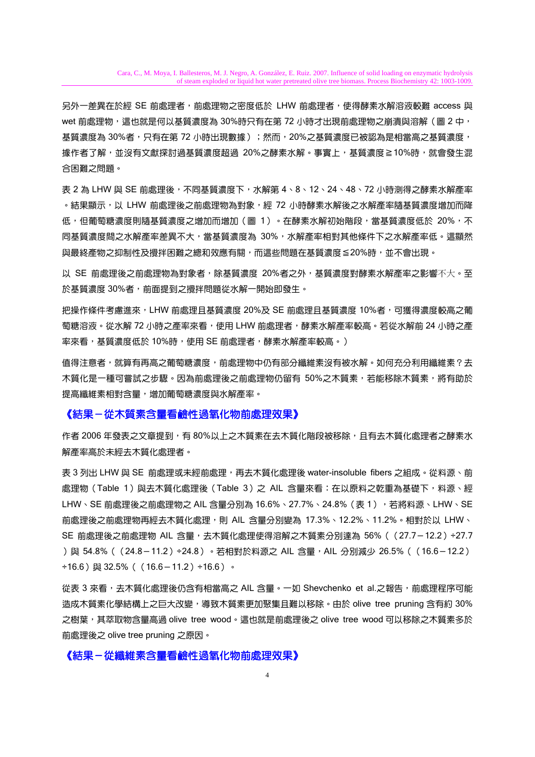另外一差異在於經 SE 前處理者，前處理物之密度低於 LHW 前處理者，使得酵素水解溶液較難 access 與 wet 前處理物，這也就是何以基質濃度為 30%時只有在第 72 小時才出現前處理物之崩潰與溶解（圖 2 中，基質濃度為 30%者，只有在第 72 小時出現數據）；然而，20%之基質濃度已被認為是相當高之基質濃度，據作者了解，並沒有文獻探討過基質濃度超過 20%之酵素水解。事實上，基質濃度≧10%時，就會發生混合困難之問題。

表 2 為 LHW 與 SE 前處理後，不同基質濃度下，水解第 4、8、12、24、48、72 小時測得之酵素水解產率。結果顯示，以 LHW 前處理後之前處理物為對象，經 72 小時酵素水解後之水解產率隨基質濃度增加而降低，但葡萄糖濃度則隨基質濃度之增加而增加（圖 1）。在酵素水解初始階段，當基質濃度低於 20%，不同基質濃度間之水解產率差異不大，當基質濃度為 30%，水解產率相對其他條件下之水解產率低。這顯然與最終產物之抑制性及攪拌困難之總和效應有關，而這些問題在基質濃度≦20%時，並不會出現。

以 SE 前處理後之前處理物為對象者，除基質濃度 20%者之外，基質濃度對酵素水解產率之影響不大。至於基質濃度 30%者，前面提到之攪拌問題從水解一開始即發生。

把操作條件考慮進來，LHW 前處理且基質濃度 20%及 SE 前處理且基質濃度 10%者，可獲得濃度較高之葡萄糖溶液。從水解 72 小時之產率來看，使用 LHW 前處理者，酵素水解產率較高。若從水解前 24 小時之產率來看，基質濃度低於 10%時，使用 SE 前處理者，酵素水解產率較高。）

值得注意者，就算有再高之葡萄糖濃度，前處理物中仍有部分纖維素沒有被水解。如何充分利用纖維素？去木質化是一種可嘗試之步驟。因為前處理後之前處理物仍留有 50%之木質素，若能移除木質素，將有助於提高纖維素相對含量，增加葡萄糖濃度與水解產率。

## 《結果－從木質素含量看鹼性過氧化物前處理效果》

作者 2006 年發表之文章提到，有 80%以上之木質素在去木質化階段被移除，且有去木質化處理者之酵素水解產率高於未經去木質化處理者。

表 3 列出 LHW 與 SE 前處理或未經前處理，再去木質化處理後 water-insoluble fibers 之組成。從料源、前處理物（Table 1）與去木質化處理後（Table 3）之 AIL 含量來看：在以原料之乾重為基礎下，料源、經 LHW、SE 前處理後之前處理物之 AIL 含量分別為 16.6%、27.7%、24.8%（表 1），若將料源、LHW、SE 前處理後之前處理物再經去木質化處理，則 AIL 含量分別變為 17.3%、12.2%、11.2%。相對於以 LHW、SE 前處理後之前處理物 AIL 含量，去木質化處理使得溶解之木質素分別達為 56%（（27.7－12.2）÷27.7）與 54.8%（（24.8－11.2）÷24.8）。若相對於料源之 AIL 含量，AIL 分別減少 26.5%（（16.6－12.2）÷16.6）與 32.5%（（16.6－11.2）÷16.6）。

從表 3 來看，去木質化處理後仍含有相當高之 AIL 含量。一如 Shevchenko et al.之報告，前處理程序可能造成木質素化學結構上之巨大改變，導致木質素更加聚集且難以移除。由於 olive tree pruning 含有約 30%之樹葉，其萃取物含量高過 olive tree wood。這也就是前處理後之 olive tree wood 可以移除之木質素多於前處理後之 olive tree pruning 之原因。

## 《結果－從纖維素含量看鹼性過氧化物前處理效果》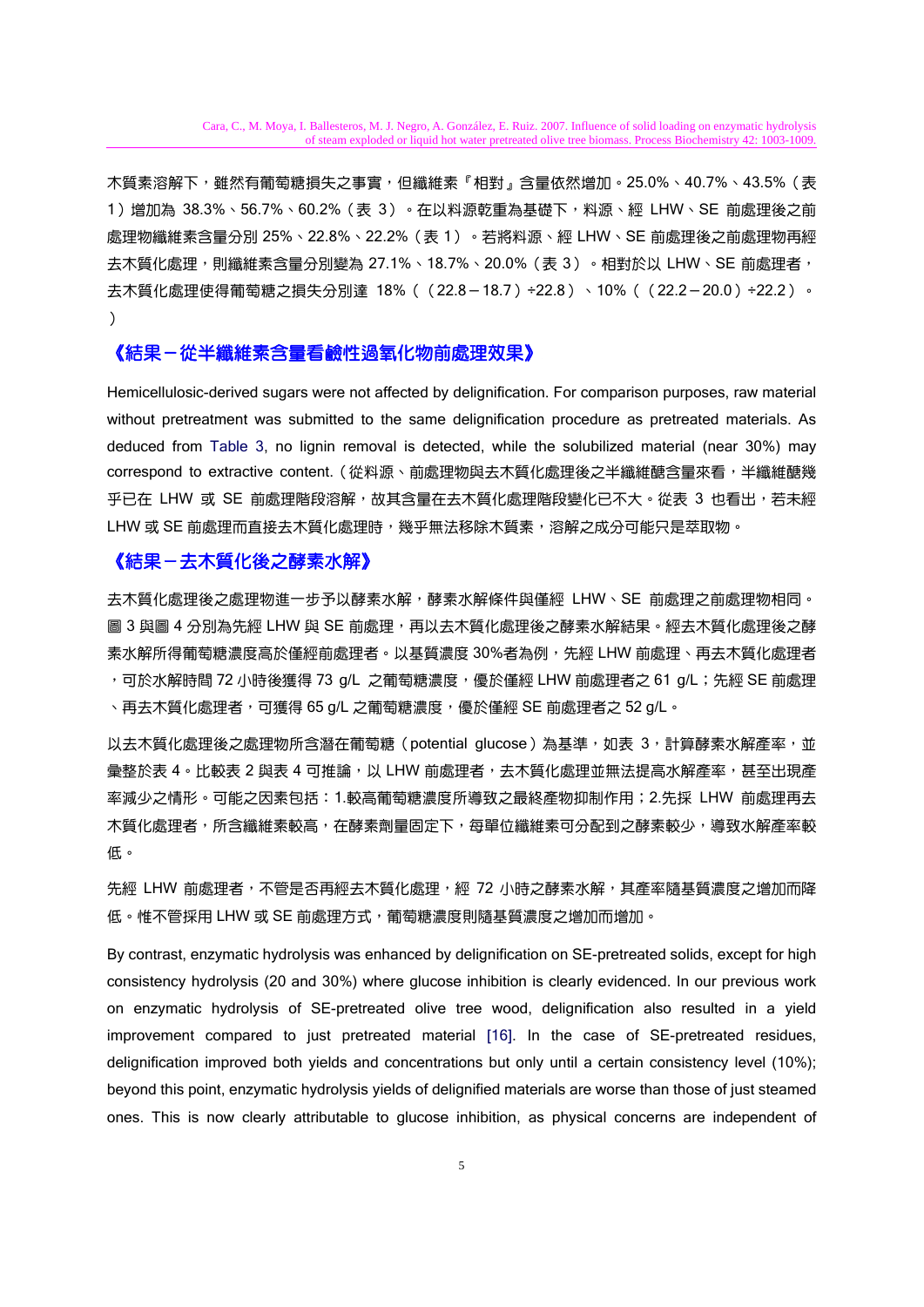木質素溶解下，雖然有葡萄糖損失之事實，但纖維素『相對』含量依然增加。25.0%、40.7%、43.5%（表 1）增加為 38.3%、56.7%、60.2%（表 3）。在以料源乾重為基礎下，料源、經 LHW、SE 前處理後之前處理物纖維素含量分別 25%、22.8%、22.2%（表 1）。若將料源、經 LHW、SE 前處理後之前處理物再經去木質化處理，則纖維素含量分別變為 27.1%、18.7%、20.0%（表 3）。相對於以 LHW、SE 前處理者，去木質化處理使得葡萄糖之損失分別達 18%（（22.8－18.7）÷22.8）、10%（（22.2－20.0）÷22.2）。）

## 《結果－從半纖維素含量看鹼性過氧化物前處理效果》

Hemicellulosic-derived sugars were not affected by delignification. For comparison purposes, raw material without pretreatment was submitted to the same delignification procedure as pretreated materials. As deduced from Table 3, no lignin removal is detected, while the solubilized material (near 30%) may correspond to extractive content.（從料源、前處理物與去木質化處理後之半纖維醣含量來看，半纖維醣幾乎已在 LHW 或 SE 前處理階段溶解，故其含量在去木質化處理階段變化已不大。從表 3 也看出，若未經 LHW 或 SE 前處理而直接去木質化處理時，幾乎無法移除木質素，溶解之成分可能只是萃取物。

## 《結果－去木質化後之酵素水解》

去木質化處理後之處理物進一步予以酵素水解，酵素水解條件與僅經 LHW、SE 前處理之前處理物相同。圖 3 與圖 4 分別為先經 LHW 與 SE 前處理，再以去木質化處理後之酵素水解結果。經去木質化處理後之酵素水解所得葡萄糖濃度高於僅經前處理者。以基質濃度 30%者為例，先經 LHW 前處理、再去木質化處理者，可於水解時間 72 小時後獲得 73 g/L 之葡萄糖濃度，優於僅經 LHW 前處理者之 61 g/L；先經 SE 前處理、再去木質化處理者，可獲得 65 g/L 之葡萄糖濃度，優於僅經 SE 前處理者之 52 g/L。

以去木質化處理後之處理物所含潛在葡萄糖（potential glucose）為基準，如表 3，計算酵素水解產率，並彙整於表 4。比較表 2 與表 4 可推論，以 LHW 前處理者，去木質化處理並無法提高水解產率，甚至出現產率減少之情形。可能之因素包括：1.較高葡萄糖濃度所導致之最終產物抑制作用；2.先採 LHW 前處理再去木質化處理者，所含纖維素較高，在酵素劑量固定下，每單位纖維素可分配到之酵素較少，導致水解產率較低。

先經 LHW 前處理者，不管是否再經去木質化處理，經 72 小時之酵素水解，其產率隨基質濃度之增加而降低。惟不管採用 LHW 或 SE 前處理方式，葡萄糖濃度則隨基質濃度之增加而增加。

By contrast, enzymatic hydrolysis was enhanced by delignification on SE-pretreated solids, except for high consistency hydrolysis (20 and 30%) where glucose inhibition is clearly evidenced. In our previous work on enzymatic hydrolysis of SE-pretreated olive tree wood, delignification also resulted in a yield improvement compared to just pretreated material [16]. In the case of SE-pretreated residues, delignification improved both yields and concentrations but only until a certain consistency level (10%); beyond this point, enzymatic hydrolysis yields of delignified materials are worse than those of just steamed ones. This is now clearly attributable to glucose inhibition, as physical concerns are independent of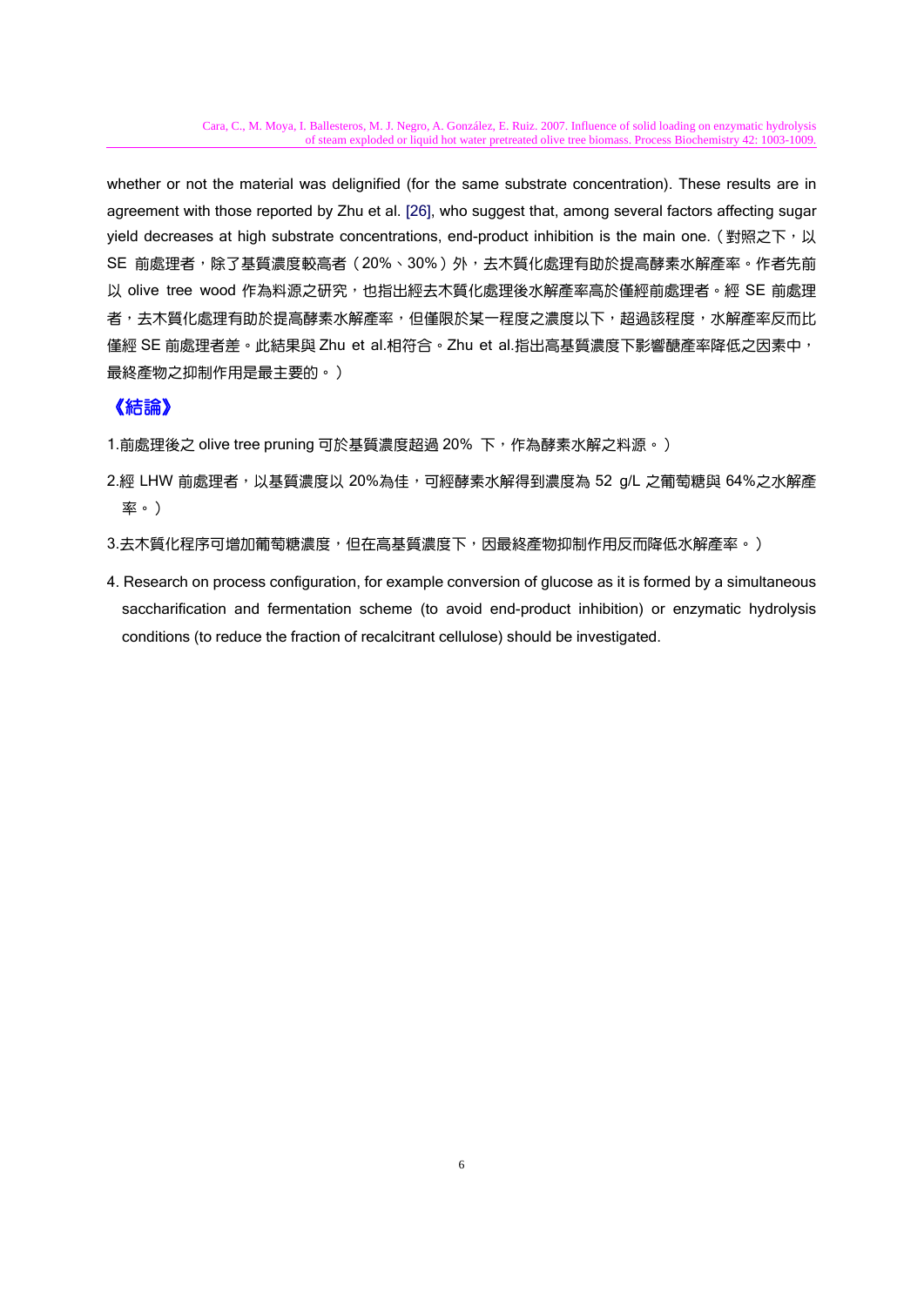whether or not the material was delignified (for the same substrate concentration). These results are in agreement with those reported by Zhu et al. [26], who suggest that, among several factors affecting sugar yield decreases at high substrate concentrations, end-product inhibition is the main one.（對照之下，以 SE 前處理者，除了基質濃度較高者（20%、30%）外，去木質化處理有助於提高酵素水解產率。作者先前以 olive tree wood 作為料源之研究，也指出經去木質化處理後水解產率高於僅經前處理者。經 SE 前處理者，去木質化處理有助於提高酵素水解產率，但僅限於某一程度之濃度以下，超過該程度，水解產率反而比僅經 SE 前處理者差。此結果與 Zhu et al.相符合。Zhu et al.指出高基質濃度下影響醣產率降低之因素中，最終產物之抑制作用是最主要的。）

## 《結論》

1.前處理後之 olive tree pruning 可於基質濃度超過 20% 下，作為酵素水解之料源。）

2.經 LHW 前處理者，以基質濃度以 20%為佳，可經酵素水解得到濃度為 52 g/L 之葡萄糖與 64%之水解產率。）

3.去木質化程序可增加葡萄糖濃度，但在高基質濃度下，因最終產物抑制作用反而降低水解產率。）

4. Research on process configuration, for example conversion of glucose as it is formed by a simultaneous saccharification and fermentation scheme (to avoid end-product inhibition) or enzymatic hydrolysis conditions (to reduce the fraction of recalcitrant cellulose) should be investigated.